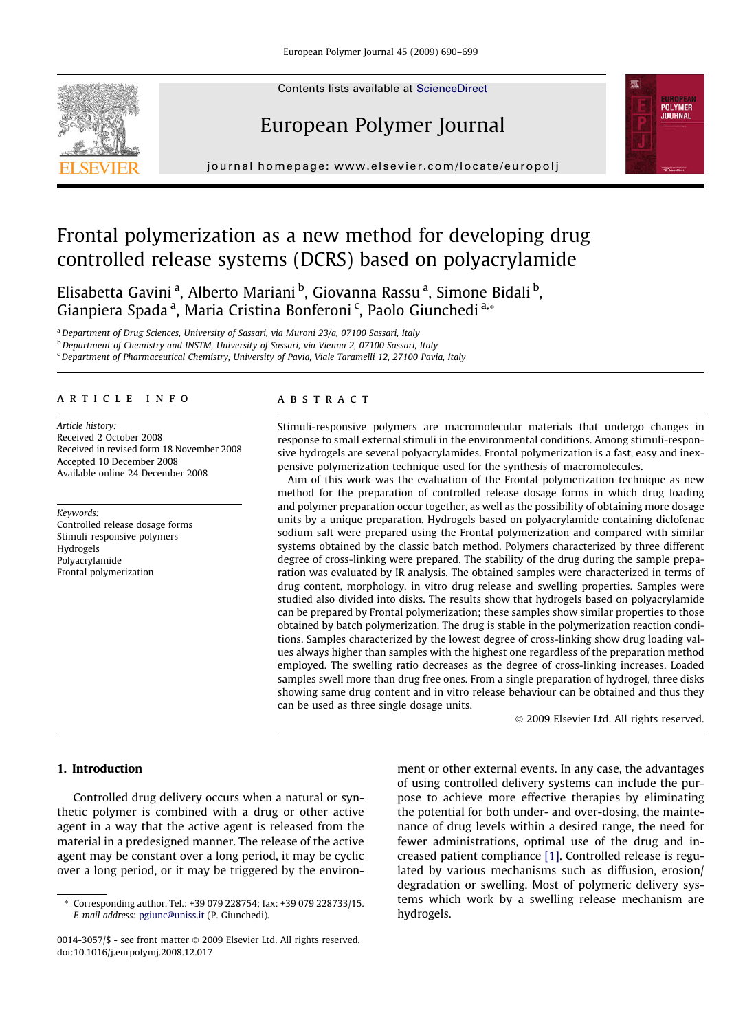# Frontal polymerization as a new method for developing drug controlled release systems (DCRS) based on polyacrylamide

Elisabetta Gavini [a], Alberto Mariani [b], Giovanna Rassu [a], Simone Bidali [b], Gianpiera Spada [a], Maria Cristina Bonferoni [c], Paolo Giunchedi [a,*]

[a] Department of Drug Sciences, University of Sassari, via Muroni 23/a, 07100 Sassari, Italy
[b] Department of Chemistry and INSTM, University of Sassari, via Vienna 2, 07100 Sassari, Italy
[c] Department of Pharmaceutical Chemistry, University of Pavia, Viale Taramelli 12, 27100 Pavia, Italy

## ARTICLE INFO

*Article history:*
Received 2 October 2008
Received in revised form 18 November 2008
Accepted 10 December 2008
Available online 24 December 2008

*Keywords:*
Controlled release dosage forms
Stimuli-responsive polymers
Hydrogels
Polyacrylamide
Frontal polymerization

## ABSTRACT

Stimuli-responsive polymers are macromolecular materials that undergo changes in response to small external stimuli in the environmental conditions. Among stimuli-responsive hydrogels are several polyacrylamides. Frontal polymerization is a fast, easy and inexpensive polymerization technique used for the synthesis of macromolecules.

Aim of this work was the evaluation of the Frontal polymerization technique as new method for the preparation of controlled release dosage forms in which drug loading and polymer preparation occur together, as well as the possibility of obtaining more dosage units by a unique preparation. Hydrogels based on polyacrylamide containing diclofenac sodium salt were prepared using the Frontal polymerization and compared with similar systems obtained by the classic batch method. Polymers characterized by three different degree of cross-linking were prepared. The stability of the drug during the sample preparation was evaluated by IR analysis. The obtained samples were characterized in terms of drug content, morphology, in vitro drug release and swelling properties. Samples were studied also divided into disks. The results show that hydrogels based on polyacrylamide can be prepared by Frontal polymerization; these samples show similar properties to those obtained by batch polymerization. The drug is stable in the polymerization reaction conditions. Samples characterized by the lowest degree of cross-linking show drug loading values always higher than samples with the highest one regardless of the preparation method employed. The swelling ratio decreases as the degree of cross-linking increases. Loaded samples swell more than drug free ones. From a single preparation of hydrogel, three disks showing same drug content and in vitro release behaviour can be obtained and thus they can be used as three single dosage units.

© 2009 Elsevier Ltd. All rights reserved.

## 1. Introduction

Controlled drug delivery occurs when a natural or synthetic polymer is combined with a drug or other active agent in a way that the active agent is released from the material in a predesigned manner. The release of the active agent may be constant over a long period, it may be cyclic over a long period, or it may be triggered by the environment or other external events. In any case, the advantages of using controlled delivery systems can include the purpose to achieve more effective therapies by eliminating the potential for both under- and over-dosing, the maintenance of drug levels within a desired range, the need for fewer administrations, optimal use of the drug and increased patient compliance [1]. Controlled release is regulated by various mechanisms such as diffusion, erosion/degradation or swelling. Most of polymeric delivery systems which work by a swelling release mechanism are hydrogels.

* Corresponding author. Tel.: +39 079 228754; fax: +39 079 228733/15.
*E-mail address:* pgiunc@uniss.it (P. Giunchedi).

0014-3057/$ - see front matter © 2009 Elsevier Ltd. All rights reserved.
doi:10.1016/j.eurpolymj.2008.12.017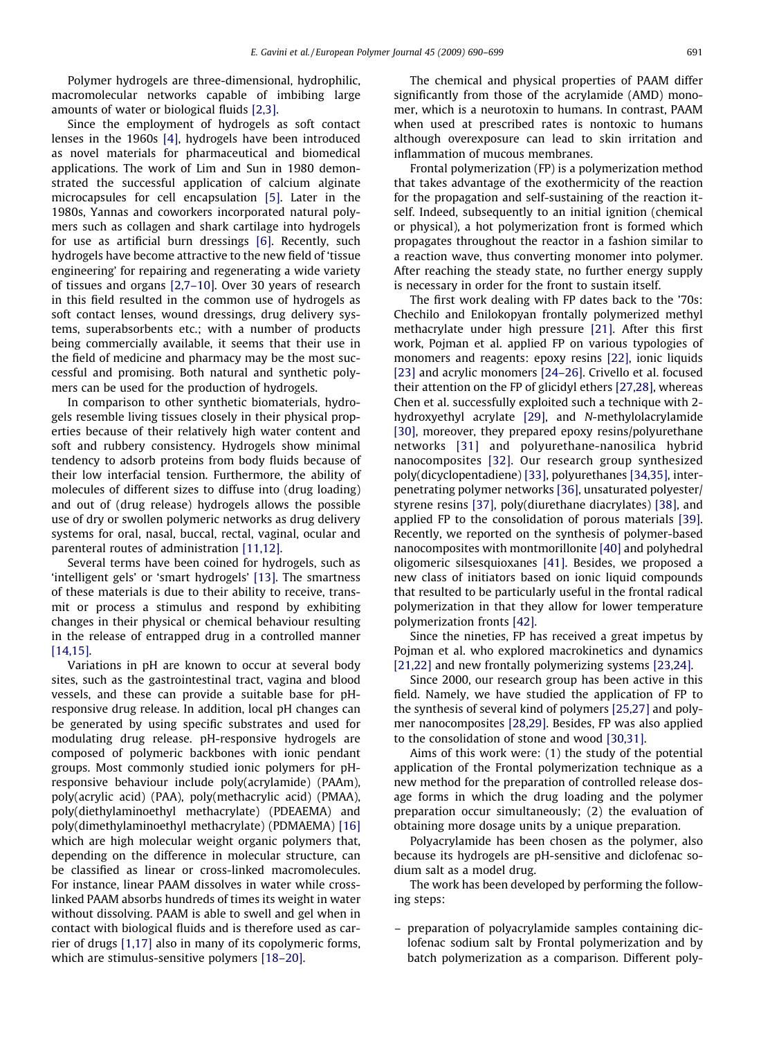Polymer hydrogels are three-dimensional, hydrophilic, macromolecular networks capable of imbibing large amounts of water or biological fluids [2,3].

Since the employment of hydrogels as soft contact lenses in the 1960s [4], hydrogels have been introduced as novel materials for pharmaceutical and biomedical applications. The work of Lim and Sun in 1980 demonstrated the successful application of calcium alginate microcapsules for cell encapsulation [5]. Later in the 1980s, Yannas and coworkers incorporated natural polymers such as collagen and shark cartilage into hydrogels for use as artificial burn dressings [6]. Recently, such hydrogels have become attractive to the new field of 'tissue engineering' for repairing and regenerating a wide variety of tissues and organs [2,7–10]. Over 30 years of research in this field resulted in the common use of hydrogels as soft contact lenses, wound dressings, drug delivery systems, superabsorbents etc.; with a number of products being commercially available, it seems that their use in the field of medicine and pharmacy may be the most successful and promising. Both natural and synthetic polymers can be used for the production of hydrogels.

In comparison to other synthetic biomaterials, hydrogels resemble living tissues closely in their physical properties because of their relatively high water content and soft and rubbery consistency. Hydrogels show minimal tendency to adsorb proteins from body fluids because of their low interfacial tension. Furthermore, the ability of molecules of different sizes to diffuse into (drug loading) and out of (drug release) hydrogels allows the possible use of dry or swollen polymeric networks as drug delivery systems for oral, nasal, buccal, rectal, vaginal, ocular and parenteral routes of administration [11,12].

Several terms have been coined for hydrogels, such as 'intelligent gels' or 'smart hydrogels' [13]. The smartness of these materials is due to their ability to receive, transmit or process a stimulus and respond by exhibiting changes in their physical or chemical behaviour resulting in the release of entrapped drug in a controlled manner [14,15].

Variations in pH are known to occur at several body sites, such as the gastrointestinal tract, vagina and blood vessels, and these can provide a suitable base for pH-responsive drug release. In addition, local pH changes can be generated by using specific substrates and used for modulating drug release. pH-responsive hydrogels are composed of polymeric backbones with ionic pendant groups. Most commonly studied ionic polymers for pH-responsive behaviour include poly(acrylamide) (PAAm), poly(acrylic acid) (PAA), poly(methacrylic acid) (PMAA), poly(diethylaminoethyl methacrylate) (PDEAEMA) and poly(dimethylaminoethyl methacrylate) (PDMAEMA) [16] which are high molecular weight organic polymers that, depending on the difference in molecular structure, can be classified as linear or cross-linked macromolecules. For instance, linear PAAM dissolves in water while cross-linked PAAM absorbs hundreds of times its weight in water without dissolving. PAAM is able to swell and gel when in contact with biological fluids and is therefore used as carrier of drugs [1,17] also in many of its copolymeric forms, which are stimulus-sensitive polymers [18–20].

The chemical and physical properties of PAAM differ significantly from those of the acrylamide (AMD) monomer, which is a neurotoxin to humans. In contrast, PAAM when used at prescribed rates is nontoxic to humans although overexposure can lead to skin irritation and inflammation of mucous membranes.

Frontal polymerization (FP) is a polymerization method that takes advantage of the exothermicity of the reaction for the propagation and self-sustaining of the reaction itself. Indeed, subsequently to an initial ignition (chemical or physical), a hot polymerization front is formed which propagates throughout the reactor in a fashion similar to a reaction wave, thus converting monomer into polymer. After reaching the steady state, no further energy supply is necessary in order for the front to sustain itself.

The first work dealing with FP dates back to the '70s: Chechilo and Enilokopyan frontally polymerized methyl methacrylate under high pressure [21]. After this first work, Pojman et al. applied FP on various typologies of monomers and reagents: epoxy resins [22], ionic liquids [23] and acrylic monomers [24–26]. Crivello et al. focused their attention on the FP of glicidyl ethers [27,28], whereas Chen et al. successfully exploited such a technique with 2-hydroxyethyl acrylate [29], and N-methylolacrylamide [30], moreover, they prepared epoxy resins/polyurethane networks [31] and polyurethane-nanosilica hybrid nanocomposites [32]. Our research group synthesized poly(dicyclopentadiene) [33], polyurethanes [34,35], interpenetrating polymer networks [36], unsaturated polyester/styrene resins [37], poly(diurethane diacrylates) [38], and applied FP to the consolidation of porous materials [39]. Recently, we reported on the synthesis of polymer-based nanocomposites with montmorillonite [40] and polyhedral oligomeric silsesquioxanes [41]. Besides, we proposed a new class of initiators based on ionic liquid compounds that resulted to be particularly useful in the frontal radical polymerization in that they allow for lower temperature polymerization fronts [42].

Since the nineties, FP has received a great impetus by Pojman et al. who explored macrokinetics and dynamics [21,22] and new frontally polymerizing systems [23,24].

Since 2000, our research group has been active in this field. Namely, we have studied the application of FP to the synthesis of several kind of polymers [25,27] and polymer nanocomposites [28,29]. Besides, FP was also applied to the consolidation of stone and wood [30,31].

Aims of this work were: (1) the study of the potential application of the Frontal polymerization technique as a new method for the preparation of controlled release dosage forms in which the drug loading and the polymer preparation occur simultaneously; (2) the evaluation of obtaining more dosage units by a unique preparation.

Polyacrylamide has been chosen as the polymer, also because its hydrogels are pH-sensitive and diclofenac sodium salt as a model drug.

The work has been developed by performing the following steps:

- preparation of polyacrylamide samples containing diclofenac sodium salt by Frontal polymerization and by batch polymerization as a comparison. Different poly-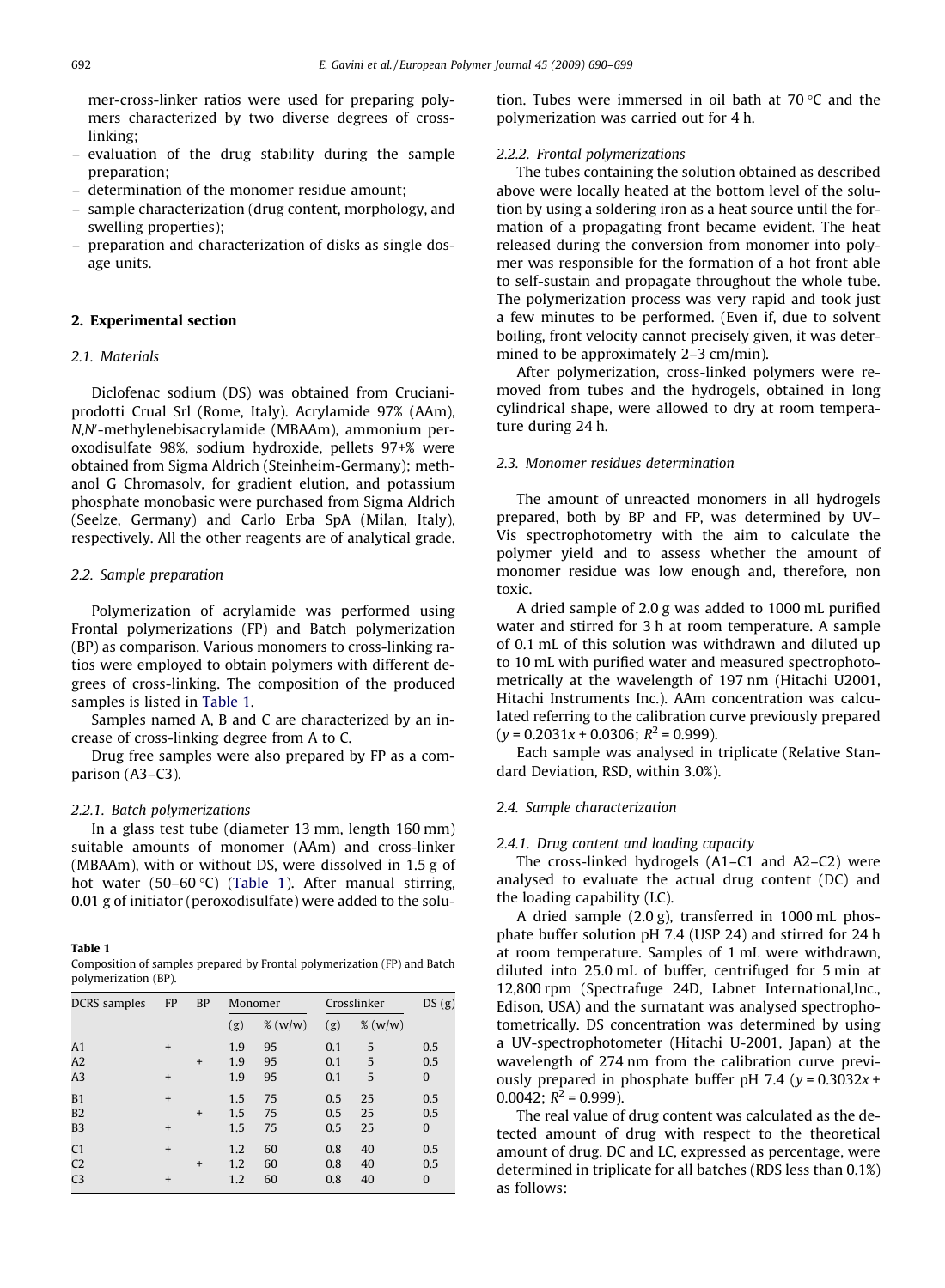mer-cross-linker ratios were used for preparing polymers characterized by two diverse degrees of cross-linking;
- evaluation of the drug stability during the sample preparation;
- determination of the monomer residue amount;
- sample characterization (drug content, morphology, and swelling properties);
- preparation and characterization of disks as single dosage units.

## 2. Experimental section

### 2.1. Materials

Diclofenac sodium (DS) was obtained from Crucianiprodotti Crual Srl (Rome, Italy). Acrylamide 97% (AAm), *N*,*N*′-methylenebisacrylamide (MBAAm), ammonium peroxodisulfate 98%, sodium hydroxide, pellets 97+% were obtained from Sigma Aldrich (Steinheim-Germany); methanol G Chromasolv, for gradient elution, and potassium phosphate monobasic were purchased from Sigma Aldrich (Seelze, Germany) and Carlo Erba SpA (Milan, Italy), respectively. All the other reagents are of analytical grade.

### 2.2. Sample preparation

Polymerization of acrylamide was performed using Frontal polymerizations (FP) and Batch polymerization (BP) as comparison. Various monomers to cross-linking ratios were employed to obtain polymers with different degrees of cross-linking. The composition of the produced samples is listed in Table 1.

Samples named A, B and C are characterized by an increase of cross-linking degree from A to C.

Drug free samples were also prepared by FP as a comparison (A3–C3).

#### 2.2.1. Batch polymerizations

In a glass test tube (diameter 13 mm, length 160 mm) suitable amounts of monomer (AAm) and cross-linker (MBAAm), with or without DS, were dissolved in 1.5 g of hot water (50–60 °C) (Table 1). After manual stirring, 0.01 g of initiator (peroxodisulfate) were added to the solution. Tubes were immersed in oil bath at 70 °C and the polymerization was carried out for 4 h.

**Table 1**
Composition of samples prepared by Frontal polymerization (FP) and Batch polymerization (BP).

| DCRS samples | FP | BP | Monomer | | Crosslinker | | DS (g) |
|---|---|---|---|---|---|---|---|
| | | | (g) | % (w/w) | (g) | % (w/w) | |
| A1 | + | | 1.9 | 95 | 0.1 | 5 | 0.5 |
| A2 | | + | 1.9 | 95 | 0.1 | 5 | 0.5 |
| A3 | + | | 1.9 | 95 | 0.1 | 5 | 0 |
| B1 | + | | 1.5 | 75 | 0.5 | 25 | 0.5 |
| B2 | | + | 1.5 | 75 | 0.5 | 25 | 0.5 |
| B3 | + | | 1.5 | 75 | 0.5 | 25 | 0 |
| C1 | + | | 1.2 | 60 | 0.8 | 40 | 0.5 |
| C2 | | + | 1.2 | 60 | 0.8 | 40 | 0.5 |
| C3 | + | | 1.2 | 60 | 0.8 | 40 | 0 |

#### 2.2.2. Frontal polymerizations

The tubes containing the solution obtained as described above were locally heated at the bottom level of the solution by using a soldering iron as a heat source until the formation of a propagating front became evident. The heat released during the conversion from monomer into polymer was responsible for the formation of a hot front able to self-sustain and propagate throughout the whole tube. The polymerization process was very rapid and took just a few minutes to be performed. (Even if, due to solvent boiling, front velocity cannot precisely given, it was determined to be approximately 2–3 cm/min).

After polymerization, cross-linked polymers were removed from tubes and the hydrogels, obtained in long cylindrical shape, were allowed to dry at room temperature during 24 h.

### 2.3. Monomer residues determination

The amount of unreacted monomers in all hydrogels prepared, both by BP and FP, was determined by UV–Vis spectrophotometry with the aim to calculate the polymer yield and to assess whether the amount of monomer residue was low enough and, therefore, non toxic.

A dried sample of 2.0 g was added to 1000 mL purified water and stirred for 3 h at room temperature. A sample of 0.1 mL of this solution was withdrawn and diluted up to 10 mL with purified water and measured spectrophotometrically at the wavelength of 197 nm (Hitachi U2001, Hitachi Instruments Inc.). AAm concentration was calculated referring to the calibration curve previously prepared ($y = 0.2031x + 0.0306$; $R^2 = 0.999$).

Each sample was analysed in triplicate (Relative Standard Deviation, RSD, within 3.0%).

### 2.4. Sample characterization

#### 2.4.1. Drug content and loading capacity

The cross-linked hydrogels (A1–C1 and A2–C2) were analysed to evaluate the actual drug content (DC) and the loading capability (LC).

A dried sample (2.0 g), transferred in 1000 mL phosphate buffer solution pH 7.4 (USP 24) and stirred for 24 h at room temperature. Samples of 1 mL were withdrawn, diluted into 25.0 mL of buffer, centrifuged for 5 min at 12,800 rpm (Spectrafuge 24D, Labnet International,Inc., Edison, USA) and the surnatant was analysed spectrophotometrically. DS concentration was determined by using a UV-spectrophotometer (Hitachi U-2001, Japan) at the wavelength of 274 nm from the calibration curve previously prepared in phosphate buffer pH 7.4 ($y = 0.3032x + 0.0042$; $R^2 = 0.999$).

The real value of drug content was calculated as the detected amount of drug with respect to the theoretical amount of drug. DC and LC, expressed as percentage, were determined in triplicate for all batches (RDS less than 0.1%) as follows: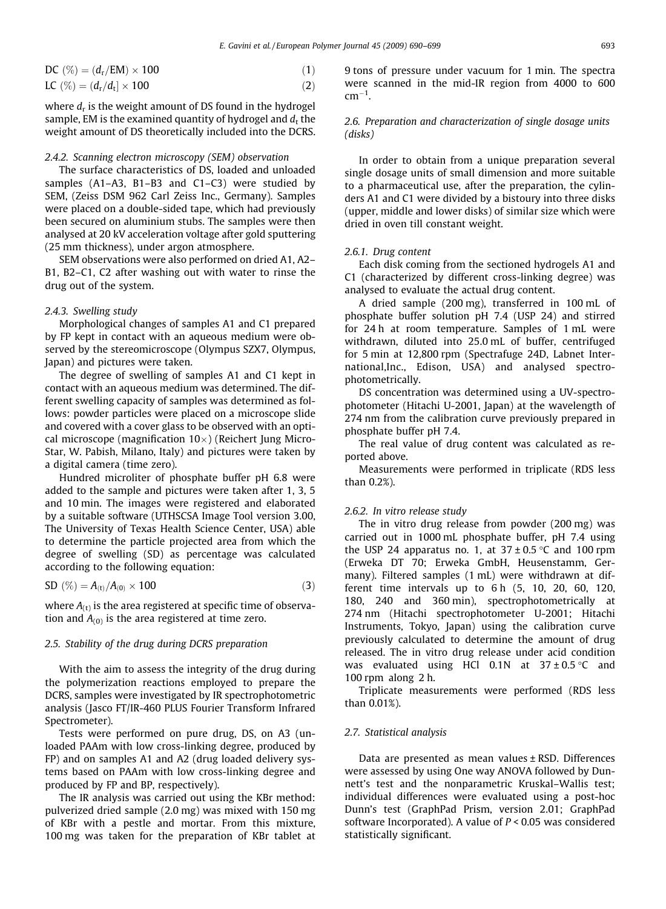$$\mathrm{DC}\ (\%) = (d_r/\mathrm{EM}) \times 100 \quad (1)$$

$$\mathrm{LC}\ (\%) = (d_r/d_t] \times 100 \quad (2)$$

where $d_r$ is the weight amount of DS found in the hydrogel sample, EM is the examined quantity of hydrogel and $d_t$ the weight amount of DS theoretically included into the DCRS.

#### 2.4.2. Scanning electron microscopy (SEM) observation

The surface characteristics of DS, loaded and unloaded samples (A1–A3, B1–B3 and C1–C3) were studied by SEM, (Zeiss DSM 962 Carl Zeiss Inc., Germany). Samples were placed on a double-sided tape, which had previously been secured on aluminium stubs. The samples were then analysed at 20 kV acceleration voltage after gold sputtering (25 mm thickness), under argon atmosphere.

SEM observations were also performed on dried A1, A2–B1, B2–C1, C2 after washing out with water to rinse the drug out of the system.

#### 2.4.3. Swelling study

Morphological changes of samples A1 and C1 prepared by FP kept in contact with an aqueous medium were observed by the stereomicroscope (Olympus SZX7, Olympus, Japan) and pictures were taken.

The degree of swelling of samples A1 and C1 kept in contact with an aqueous medium was determined. The different swelling capacity of samples was determined as follows: powder particles were placed on a microscope slide and covered with a cover glass to be observed with an optical microscope (magnification 10×) (Reichert Jung Micro-Star, W. Pabish, Milano, Italy) and pictures were taken by a digital camera (time zero).

Hundred microliter of phosphate buffer pH 6.8 were added to the sample and pictures were taken after 1, 3, 5 and 10 min. The images were registered and elaborated by a suitable software (UTHSCSA Image Tool version 3.00, The University of Texas Health Science Center, USA) able to determine the particle projected area from which the degree of swelling (SD) as percentage was calculated according to the following equation:

$$\mathrm{SD}\ (\%) = A_{(t)}/A_{(0)} \times 100 \quad (3)$$

where $A_{(t)}$ is the area registered at specific time of observation and $A_{(0)}$ is the area registered at time zero.

### 2.5. Stability of the drug during DCRS preparation

With the aim to assess the integrity of the drug during the polymerization reactions employed to prepare the DCRS, samples were investigated by IR spectrophotometric analysis (Jasco FT/IR-460 PLUS Fourier Transform Infrared Spectrometer).

Tests were performed on pure drug, DS, on A3 (unloaded PAAm with low cross-linking degree, produced by FP) and on samples A1 and A2 (drug loaded delivery systems based on PAAm with low cross-linking degree and produced by FP and BP, respectively).

The IR analysis was carried out using the KBr method: pulverized dried sample (2.0 mg) was mixed with 150 mg of KBr with a pestle and mortar. From this mixture, 100 mg was taken for the preparation of KBr tablet at 9 tons of pressure under vacuum for 1 min. The spectra were scanned in the mid-IR region from 4000 to 600 $\mathrm{cm}^{-1}$.

### 2.6. Preparation and characterization of single dosage units (disks)

In order to obtain from a unique preparation several single dosage units of small dimension and more suitable to a pharmaceutical use, after the preparation, the cylinders A1 and C1 were divided by a bistoury into three disks (upper, middle and lower disks) of similar size which were dried in oven till constant weight.

#### 2.6.1. Drug content

Each disk coming from the sectioned hydrogels A1 and C1 (characterized by different cross-linking degree) was analysed to evaluate the actual drug content.

A dried sample (200 mg), transferred in 100 mL of phosphate buffer solution pH 7.4 (USP 24) and stirred for 24 h at room temperature. Samples of 1 mL were withdrawn, diluted into 25.0 mL of buffer, centrifuged for 5 min at 12,800 rpm (Spectrafuge 24D, Labnet International,Inc., Edison, USA) and analysed spectrophotometrically.

DS concentration was determined using a UV-spectrophotometer (Hitachi U-2001, Japan) at the wavelength of 274 nm from the calibration curve previously prepared in phosphate buffer pH 7.4.

The real value of drug content was calculated as reported above.

Measurements were performed in triplicate (RDS less than 0.2%).

#### 2.6.2. In vitro release study

The in vitro drug release from powder (200 mg) was carried out in 1000 mL phosphate buffer, pH 7.4 using the USP 24 apparatus no. 1, at 37 ± 0.5 °C and 100 rpm (Erweka DT 70; Erweka GmbH, Heusenstamm, Germany). Filtered samples (1 mL) were withdrawn at different time intervals up to 6 h (5, 10, 20, 60, 120, 180, 240 and 360 min), spectrophotometrically at 274 nm (Hitachi spectrophotometer U-2001; Hitachi Instruments, Tokyo, Japan) using the calibration curve previously calculated to determine the amount of drug released. The in vitro drug release under acid condition was evaluated using HCl 0.1N at 37 ± 0.5 °C and 100 rpm along 2 h.

Triplicate measurements were performed (RDS less than 0.01%).

### 2.7. Statistical analysis

Data are presented as mean values ± RSD. Differences were assessed by using One way ANOVA followed by Dunnett's test and the nonparametric Kruskal–Wallis test; individual differences were evaluated using a post-hoc Dunn's test (GraphPad Prism, version 2.01; GraphPad software Incorporated). A value of $P < 0.05$ was considered statistically significant.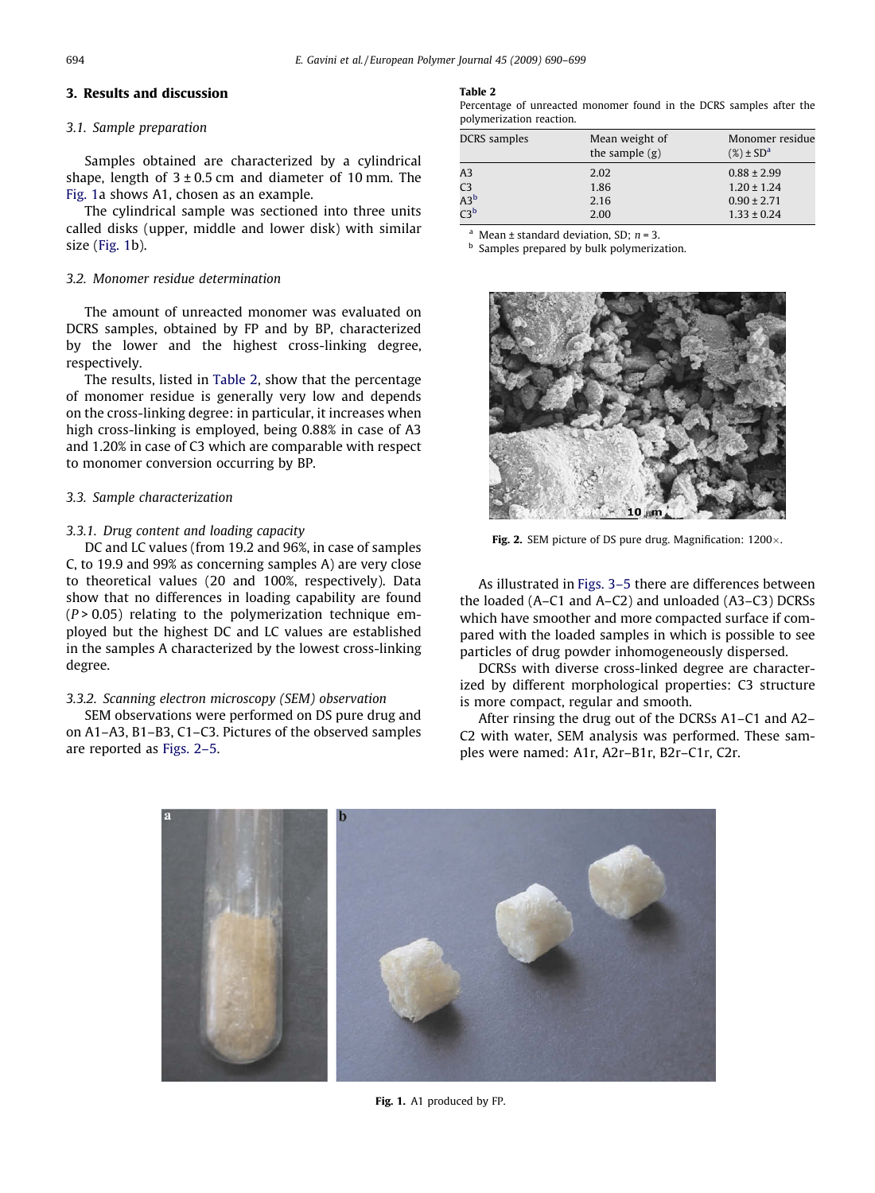## 3. Results and discussion

### 3.1. Sample preparation

Samples obtained are characterized by a cylindrical shape, length of 3 ± 0.5 cm and diameter of 10 mm. The Fig. 1a shows A1, chosen as an example.

The cylindrical sample was sectioned into three units called disks (upper, middle and lower disk) with similar size (Fig. 1b).

### 3.2. Monomer residue determination

The amount of unreacted monomer was evaluated on DCRS samples, obtained by FP and by BP, characterized by the lower and the highest cross-linking degree, respectively.

The results, listed in Table 2, show that the percentage of monomer residue is generally very low and depends on the cross-linking degree: in particular, it increases when high cross-linking is employed, being 0.88% in case of A3 and 1.20% in case of C3 which are comparable with respect to monomer conversion occurring by BP.

**Table 2**
Percentage of unreacted monomer found in the DCRS samples after the polymerization reaction.

| DCRS samples | Mean weight of the sample (g) | Monomer residue (%) ± SD[a] |
|---|---|---|
| A3 | 2.02 | 0.88 ± 2.99 |
| C3 | 1.86 | 1.20 ± 1.24 |
| A3[b] | 2.16 | 0.90 ± 2.71 |
| C3[b] | 2.00 | 1.33 ± 0.24 |

[a] Mean ± standard deviation, SD; $n = 3$.
[b] Samples prepared by bulk polymerization.

### 3.3. Sample characterization

#### 3.3.1. Drug content and loading capacity

DC and LC values (from 19.2 and 96%, in case of samples C, to 19.9 and 99% as concerning samples A) are very close to theoretical values (20 and 100%, respectively). Data show that no differences in loading capability are found ($P > 0.05$) relating to the polymerization technique employed but the highest DC and LC values are established in the samples A characterized by the lowest cross-linking degree.

#### 3.3.2. Scanning electron microscopy (SEM) observation

SEM observations were performed on DS pure drug and on A1–A3, B1–B3, C1–C3. Pictures of the observed samples are reported as Figs. 2–5.

**Fig. 2.** SEM picture of DS pure drug. Magnification: 1200×.

As illustrated in Figs. 3–5 there are differences between the loaded (A–C1 and A–C2) and unloaded (A3–C3) DCRSs which have smoother and more compacted surface if compared with the loaded samples in which is possible to see particles of drug powder inhomogeneously dispersed.

DCRSs with diverse cross-linked degree are characterized by different morphological properties: C3 structure is more compact, regular and smooth.

After rinsing the drug out of the DCRSs A1–C1 and A2–C2 with water, SEM analysis was performed. These samples were named: A1r, A2r–B1r, B2r–C1r, C2r.

**Fig. 1.** A1 produced by FP.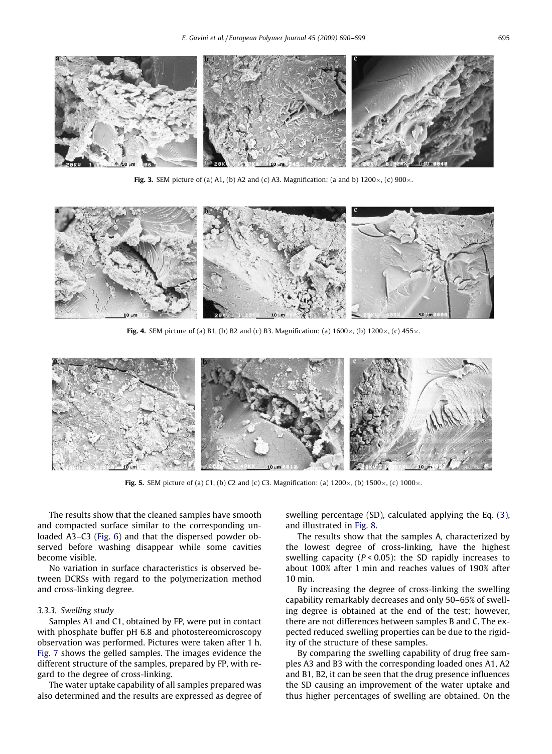Fig. 3. SEM picture of (a) A1, (b) A2 and (c) A3. Magnification: (a and b) 1200×, (c) 900×.

Fig. 4. SEM picture of (a) B1, (b) B2 and (c) B3. Magnification: (a) 1600×, (b) 1200×, (c) 455×.

Fig. 5. SEM picture of (a) C1, (b) C2 and (c) C3. Magnification: (a) 1200×, (b) 1500×, (c) 1000×.

The results show that the cleaned samples have smooth and compacted surface similar to the corresponding unloaded A3–C3 (Fig. 6) and that the dispersed powder observed before washing disappear while some cavities become visible.

No variation in surface characteristics is observed between DCRSs with regard to the polymerization method and cross-linking degree.

### 3.3.3. Swelling study

Samples A1 and C1, obtained by FP, were put in contact with phosphate buffer pH 6.8 and photostereomicroscopy observation was performed. Pictures were taken after 1 h. Fig. 7 shows the gelled samples. The images evidence the different structure of the samples, prepared by FP, with regard to the degree of cross-linking.

The water uptake capability of all samples prepared was also determined and the results are expressed as degree of swelling percentage (SD), calculated applying the Eq. (3), and illustrated in Fig. 8.

The results show that the samples A, characterized by the lowest degree of cross-linking, have the highest swelling capacity ($P < 0.05$): the SD rapidly increases to about 100% after 1 min and reaches values of 190% after 10 min.

By increasing the degree of cross-linking the swelling capability remarkably decreases and only 50–65% of swelling degree is obtained at the end of the test; however, there are not differences between samples B and C. The expected reduced swelling properties can be due to the rigidity of the structure of these samples.

By comparing the swelling capability of drug free samples A3 and B3 with the corresponding loaded ones A1, A2 and B1, B2, it can be seen that the drug presence influences the SD causing an improvement of the water uptake and thus higher percentages of swelling are obtained. On the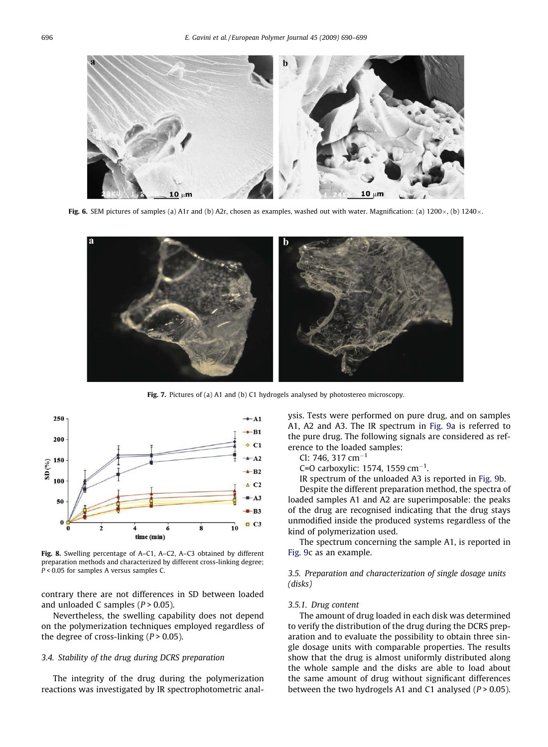Fig. 6. SEM pictures of samples (a) A1r and (b) A2r, chosen as examples, washed out with water. Magnification: (a) 1200×, (b) 1240×.

Fig. 7. Pictures of (a) A1 and (b) C1 hydrogels analysed by photostereo microscopy.

Fig. 8. Swelling percentage of A–C1, A–C2, A–C3 obtained by different preparation methods and characterized by different cross-linking degree; $P < 0.05$ for samples A versus samples C.

contrary there are not differences in SD between loaded and unloaded C samples ($P > 0.05$).

Nevertheless, the swelling capability does not depend on the polymerization techniques employed regardless of the degree of cross-linking ($P > 0.05$).

### 3.4. Stability of the drug during DCRS preparation

The integrity of the drug during the polymerization reactions was investigated by IR spectrophotometric analysis. Tests were performed on pure drug, and on samples A1, A2 and A3. The IR spectrum in Fig. 9a is referred to the pure drug. The following signals are considered as reference to the loaded samples:

Cl: 746, 317 $cm^{-1}$

C=O carboxylic: 1574, 1559 $cm^{-1}$.

IR spectrum of the unloaded A3 is reported in Fig. 9b.

Despite the different preparation method, the spectra of loaded samples A1 and A2 are superimposable: the peaks of the drug are recognised indicating that the drug stays unmodified inside the produced systems regardless of the kind of polymerization used.

The spectrum concerning the sample A1, is reported in Fig. 9c as an example.

### 3.5. Preparation and characterization of single dosage units (disks)

#### 3.5.1. Drug content

The amount of drug loaded in each disk was determined to verify the distribution of the drug during the DCRS preparation and to evaluate the possibility to obtain three single dosage units with comparable properties. The results show that the drug is almost uniformly distributed along the whole sample and the disks are able to load about the same amount of drug without significant differences between the two hydrogels A1 and C1 analysed ($P > 0.05$).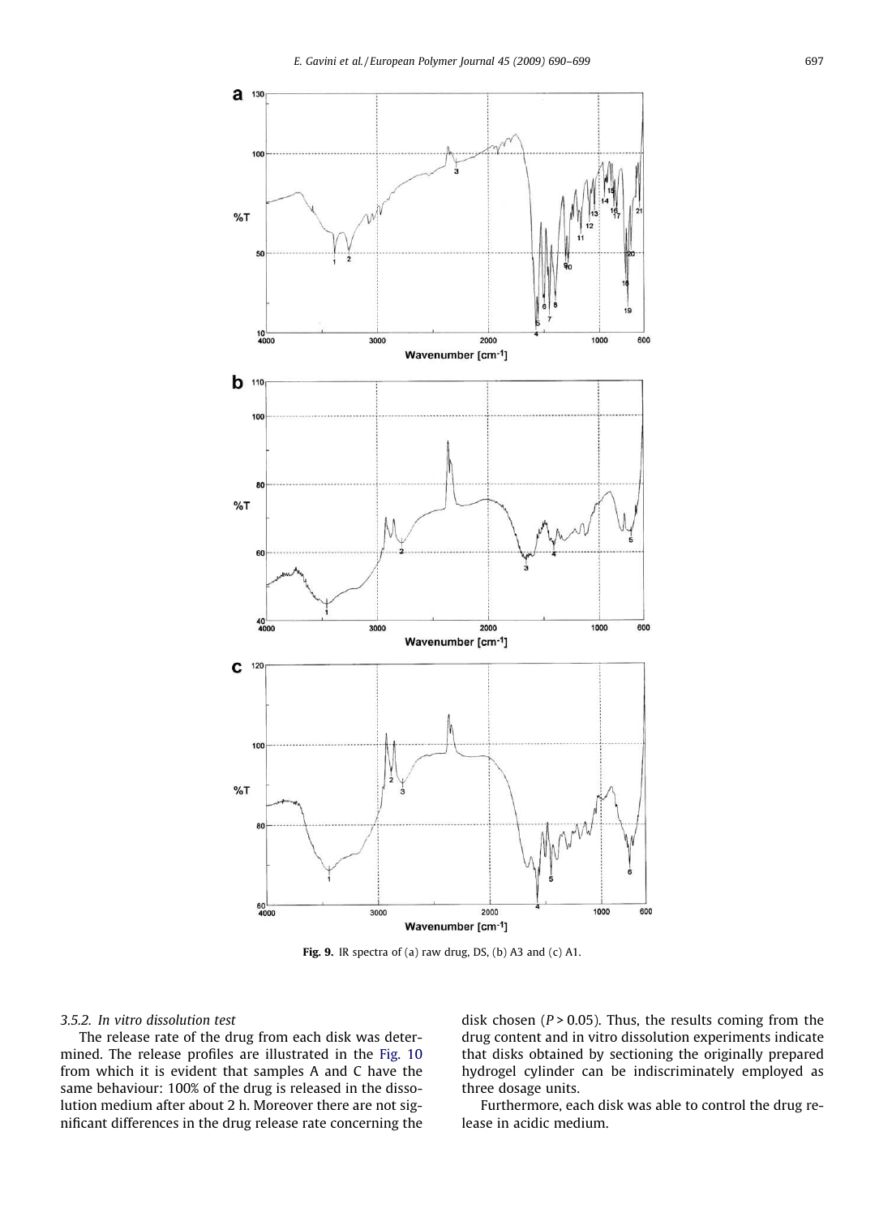Fig. 9. IR spectra of (a) raw drug, DS, (b) A3 and (c) A1.

### 3.5.2. In vitro dissolution test

The release rate of the drug from each disk was determined. The release profiles are illustrated in the Fig. 10 from which it is evident that samples A and C have the same behaviour: 100% of the drug is released in the dissolution medium after about 2 h. Moreover there are not significant differences in the drug release rate concerning the disk chosen ($P > 0.05$). Thus, the results coming from the drug content and in vitro dissolution experiments indicate that disks obtained by sectioning the originally prepared hydrogel cylinder can be indiscriminately employed as three dosage units.

Furthermore, each disk was able to control the drug release in acidic medium.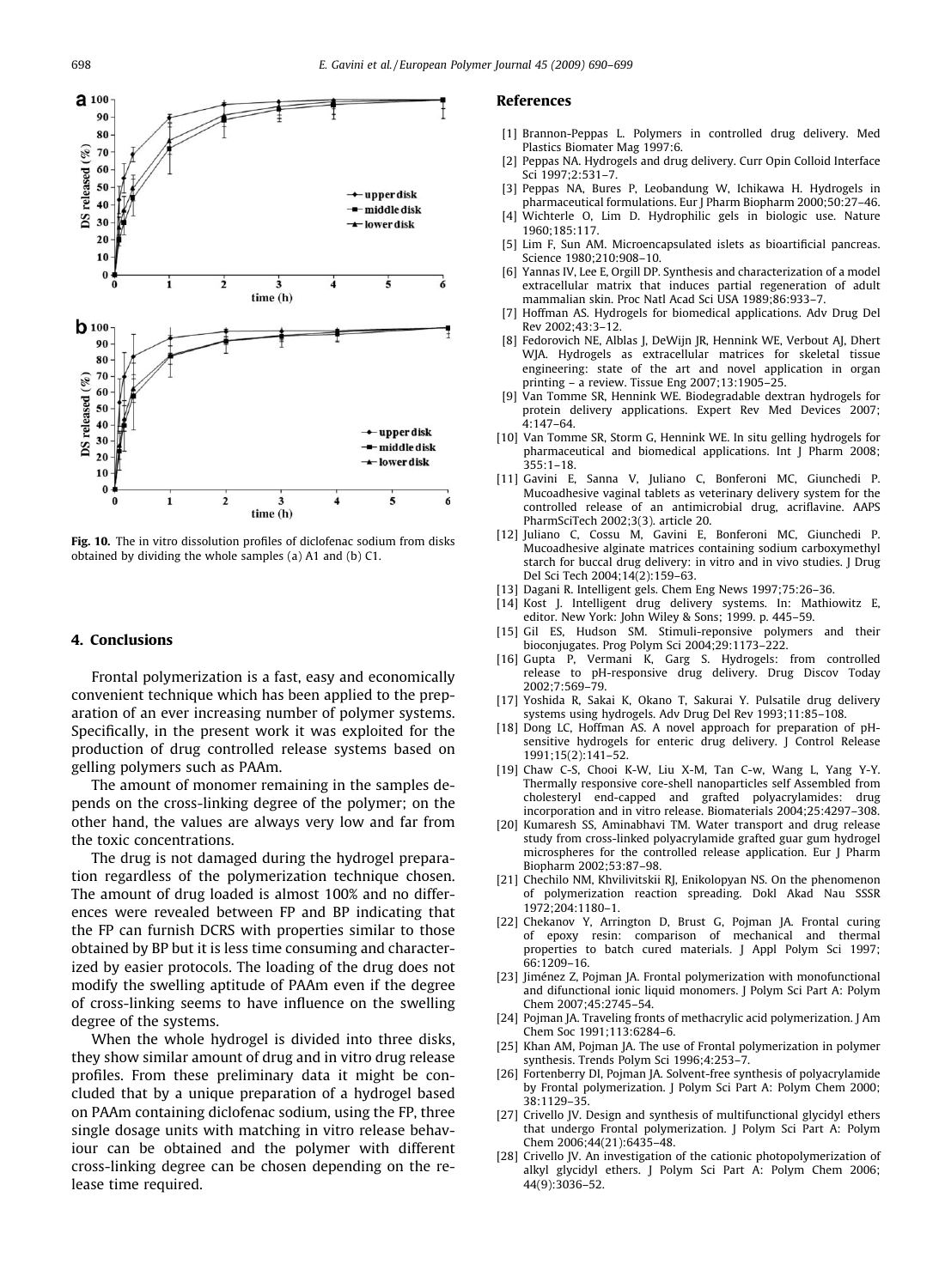a

100
90
80
70
60
50
40
30
20
10
0

DS released (%)

upper disk
middle disk
lower disk

0 1 2 3 4 5 6

time (h)

b

100
90
80
70
60
50
40
30
20
10
0

DS released (%)

upper disk
middle disk
lower disk

0 1 2 3 4 5 6

time (h)

**Fig. 10.** The in vitro dissolution profiles of diclofenac sodium from disks obtained by dividing the whole samples (a) A1 and (b) C1.

## 4. Conclusions

Frontal polymerization is a fast, easy and economically convenient technique which has been applied to the preparation of an ever increasing number of polymer systems. Specifically, in the present work it was exploited for the production of drug controlled release systems based on gelling polymers such as PAAm.

The amount of monomer remaining in the samples depends on the cross-linking degree of the polymer; on the other hand, the values are always very low and far from the toxic concentrations.

The drug is not damaged during the hydrogel preparation regardless of the polymerization technique chosen. The amount of drug loaded is almost 100% and no differences were revealed between FP and BP indicating that the FP can furnish DCRS with properties similar to those obtained by BP but it is less time consuming and characterized by easier protocols. The loading of the drug does not modify the swelling aptitude of PAAm even if the degree of cross-linking seems to have influence on the swelling degree of the systems.

When the whole hydrogel is divided into three disks, they show similar amount of drug and in vitro drug release profiles. From these preliminary data it might be concluded that by a unique preparation of a hydrogel based on PAAm containing diclofenac sodium, using the FP, three single dosage units with matching in vitro release behaviour can be obtained and the polymer with different cross-linking degree can be chosen depending on the release time required.

## References

[1] Brannon-Peppas L. Polymers in controlled drug delivery. Med Plastics Biomater Mag 1997:6.

[2] Peppas NA. Hydrogels and drug delivery. Curr Opin Colloid Interface Sci 1997;2:531–7.

[3] Peppas NA, Bures P, Leobandung W, Ichikawa H. Hydrogels in pharmaceutical formulations. Eur J Pharm Biopharm 2000;50:27–46.

[4] Wichterle O, Lim D. Hydrophilic gels in biologic use. Nature 1960;185:117.

[5] Lim F, Sun AM. Microencapsulated islets as bioartificial pancreas. Science 1980;210:908–10.

[6] Yannas IV, Lee E, Orgill DP. Synthesis and characterization of a model extracellular matrix that induces partial regeneration of adult mammalian skin. Proc Natl Acad Sci USA 1989;86:933–7.

[7] Hoffman AS. Hydrogels for biomedical applications. Adv Drug Del Rev 2002;43:3–12.

[8] Fedorovich NE, Alblas J, DeWijn JR, Hennink WE, Verbout AJ, Dhert WJA. Hydrogels as extracellular matrices for skeletal tissue engineering: state of the art and novel application in organ printing – a review. Tissue Eng 2007;13:1905–25.

[9] Van Tomme SR, Hennink WE. Biodegradable dextran hydrogels for protein delivery applications. Expert Rev Med Devices 2007; 4:147–64.

[10] Van Tomme SR, Storm G, Hennink WE. In situ gelling hydrogels for pharmaceutical and biomedical applications. Int J Pharm 2008; 355:1–18.

[11] Gavini E, Sanna V, Juliano C, Bonferoni MC, Giunchedi P. Mucoadhesive vaginal tablets as veterinary delivery system for the controlled release of an antimicrobial drug, acriflavine. AAPS PharmSciTech 2002;3(3). article 20.

[12] Juliano C, Cossu M, Gavini E, Bonferoni MC, Giunchedi P. Mucoadhesive alginate matrices containing sodium carboxymethyl starch for buccal drug delivery: in vitro and in vivo studies. J Drug Del Sci Tech 2004;14(2):159–63.

[13] Dagani R. Intelligent gels. Chem Eng News 1997;75:26–36.

[14] Kost J. Intelligent drug delivery systems. In: Mathiowitz E, editor. New York: John Wiley & Sons; 1999. p. 445–59.

[15] Gil ES, Hudson SM. Stimuli-reponsive polymers and their bioconjugates. Prog Polym Sci 2004;29:1173–222.

[16] Gupta P, Vermani K, Garg S. Hydrogels: from controlled release to pH-responsive drug delivery. Drug Discov Today 2002;7:569–79.

[17] Yoshida R, Sakai K, Okano T, Sakurai Y. Pulsatile drug delivery systems using hydrogels. Adv Drug Del Rev 1993;11:85–108.

[18] Dong LC, Hoffman AS. A novel approach for preparation of pH-sensitive hydrogels for enteric drug delivery. J Control Release 1991;15(2):141–52.

[19] Chaw C-S, Chooi K-W, Liu X-M, Tan C-w, Wang L, Yang Y-Y. Thermally responsive core-shell nanoparticles self Assembled from cholesteryl end-capped and grafted polyacrylamides: drug incorporation and in vitro release. Biomaterials 2004;25:4297–308.

[20] Kumaresh SS, Aminabhavi TM. Water transport and drug release study from cross-linked polyacrylamide grafted guar gum hydrogel microspheres for the controlled release application. Eur J Pharm Biopharm 2002;53:87–98.

[21] Chechilo NM, Khvilivitskii RJ, Enikolopyan NS. On the phenomenon of polymerization reaction spreading. Dokl Akad Nau SSSR 1972;204:1180–1.

[22] Chekanov Y, Arrington D, Brust G, Pojman JA. Frontal curing of epoxy resin: comparison of mechanical and thermal properties to batch cured materials. J Appl Polym Sci 1997; 66:1209–16.

[23] Jiménez Z, Pojman JA. Frontal polymerization with monofunctional and difunctional ionic liquid monomers. J Polym Sci Part A: Polym Chem 2007;45:2745–54.

[24] Pojman JA. Traveling fronts of methacrylic acid polymerization. J Am Chem Soc 1991;113:6284–6.

[25] Khan AM, Pojman JA. The use of Frontal polymerization in polymer synthesis. Trends Polym Sci 1996;4:253–7.

[26] Fortenberry DI, Pojman JA. Solvent-free synthesis of polyacrylamide by Frontal polymerization. J Polym Sci Part A: Polym Chem 2000; 38:1129–35.

[27] Crivello JV. Design and synthesis of multifunctional glycidyl ethers that undergo Frontal polymerization. J Polym Sci Part A: Polym Chem 2006;44(21):6435–48.

[28] Crivello JV. An investigation of the cationic photopolymerization of alkyl glycidyl ethers. J Polym Sci Part A: Polym Chem 2006; 44(9):3036–52.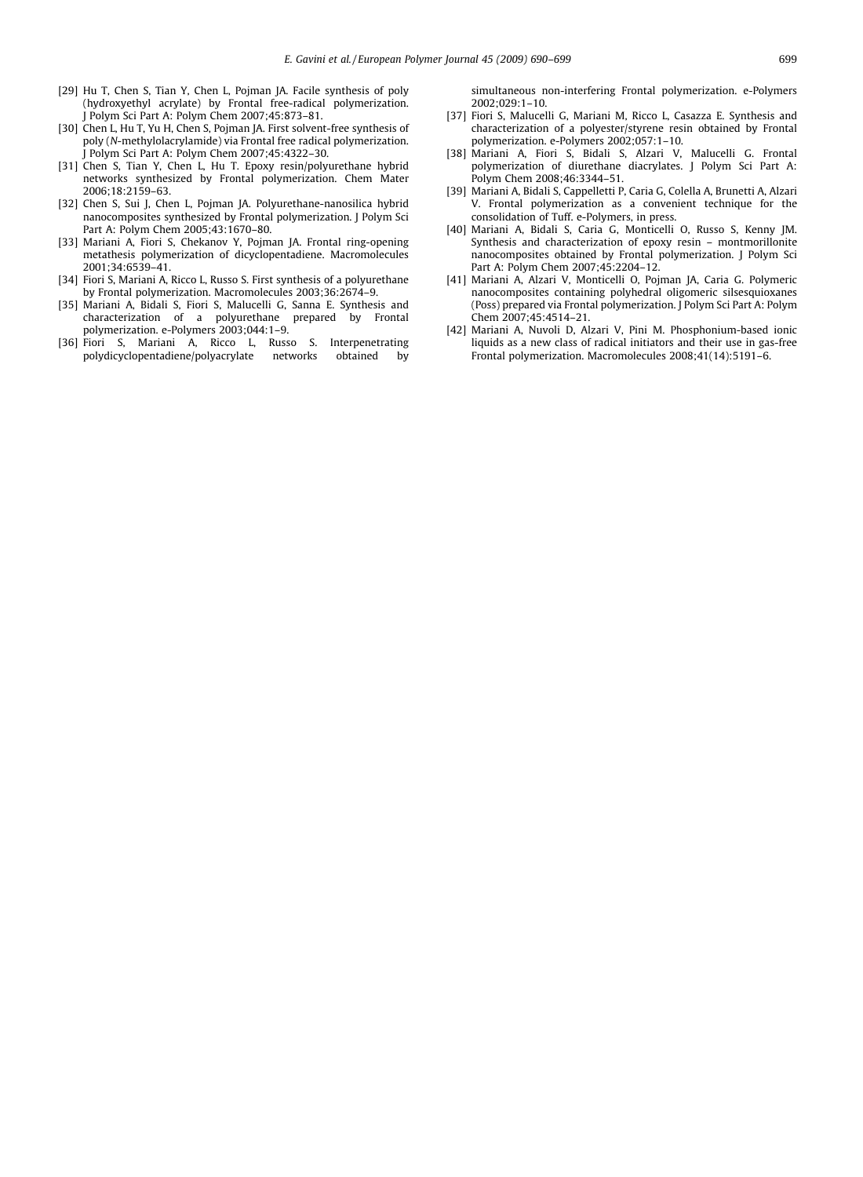[29] Hu T, Chen S, Tian Y, Chen L, Pojman JA. Facile synthesis of poly (hydroxyethyl acrylate) by Frontal free-radical polymerization. J Polym Sci Part A: Polym Chem 2007;45:873–81.

[30] Chen L, Hu T, Yu H, Chen S, Pojman JA. First solvent-free synthesis of poly (*N*-methylolacrylamide) via Frontal free radical polymerization. J Polym Sci Part A: Polym Chem 2007;45:4322–30.

[31] Chen S, Tian Y, Chen L, Hu T. Epoxy resin/polyurethane hybrid networks synthesized by Frontal polymerization. Chem Mater 2006;18:2159–63.

[32] Chen S, Sui J, Chen L, Pojman JA. Polyurethane-nanosilica hybrid nanocomposites synthesized by Frontal polymerization. J Polym Sci Part A: Polym Chem 2005;43:1670–80.

[33] Mariani A, Fiori S, Chekanov Y, Pojman JA. Frontal ring-opening metathesis polymerization of dicyclopentadiene. Macromolecules 2001;34:6539–41.

[34] Fiori S, Mariani A, Ricco L, Russo S. First synthesis of a polyurethane by Frontal polymerization. Macromolecules 2003;36:2674–9.

[35] Mariani A, Bidali S, Fiori S, Malucelli G, Sanna E. Synthesis and characterization of a polyurethane prepared by Frontal polymerization. e-Polymers 2003;044:1–9.

[36] Fiori S, Mariani A, Ricco L, Russo S. Interpenetrating polydicyclopentadiene/polyacrylate networks obtained by simultaneous non-interfering Frontal polymerization. e-Polymers 2002;029:1–10.

[37] Fiori S, Malucelli G, Mariani M, Ricco L, Casazza E. Synthesis and characterization of a polyester/styrene resin obtained by Frontal polymerization. e-Polymers 2002;057:1–10.

[38] Mariani A, Fiori S, Bidali S, Alzari V, Malucelli G. Frontal polymerization of diurethane diacrylates. J Polym Sci Part A: Polym Chem 2008;46:3344–51.

[39] Mariani A, Bidali S, Cappelletti P, Caria G, Colella A, Brunetti A, Alzari V. Frontal polymerization as a convenient technique for the consolidation of Tuff. e-Polymers, in press.

[40] Mariani A, Bidali S, Caria G, Monticelli O, Russo S, Kenny JM. Synthesis and characterization of epoxy resin – montmorillonite nanocomposites obtained by Frontal polymerization. J Polym Sci Part A: Polym Chem 2007;45:2204–12.

[41] Mariani A, Alzari V, Monticelli O, Pojman JA, Caria G. Polymeric nanocomposites containing polyhedral oligomeric silsesquioxanes (Poss) prepared via Frontal polymerization. J Polym Sci Part A: Polym Chem 2007;45:4514–21.

[42] Mariani A, Nuvoli D, Alzari V, Pini M. Phosphonium-based ionic liquids as a new class of radical initiators and their use in gas-free Frontal polymerization. Macromolecules 2008;41(14):5191–6.